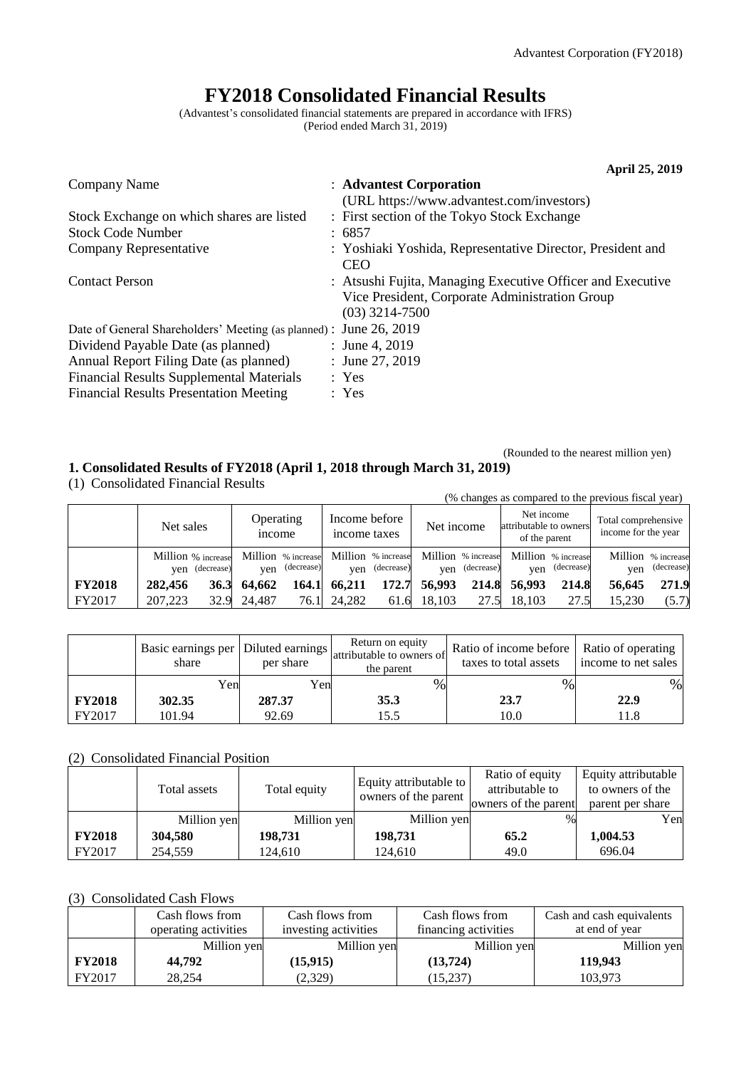# FY2018 Consolidated Financial Results

(Advantest's consolidated financial statements are prepared in accordance with IFRS)
(Period ended March 31, 2019)

**April 25, 2019**

| | |
|---|---|
| Company Name | : **Advantest Corporation** (URL https://www.advantest.com/investors) |
| Stock Exchange on which shares are listed | : First section of the Tokyo Stock Exchange |
| Stock Code Number | : 6857 |
| Company Representative | : Yoshiaki Yoshida, Representative Director, President and CEO |
| Contact Person | : Atsushi Fujita, Managing Executive Officer and Executive Vice President, Corporate Administration Group (03) 3214-7500 |
| Date of General Shareholders' Meeting (as planned) | : June 26, 2019 |
| Dividend Payable Date (as planned) | : June 4, 2019 |
| Annual Report Filing Date (as planned) | : June 27, 2019 |
| Financial Results Supplemental Materials | : Yes |
| Financial Results Presentation Meeting | : Yes |

(Rounded to the nearest million yen)

## 1. Consolidated Results of FY2018 (April 1, 2018 through March 31, 2019)

(1) Consolidated Financial Results

(% changes as compared to the previous fiscal year)

| | Net sales | | Operating income | | Income before income taxes | | Net income | | Net income attributable to owners of the parent | | Total comprehensive income for the year | |
|---|---|---|---|---|---|---|---|---|---|---|---|---|
| | Million yen | % increase (decrease) | Million yen | % increase (decrease) | Million yen | % increase (decrease) | Million yen | % increase (decrease) | Million yen | % increase (decrease) | Million yen | % increase (decrease) |
| **FY2018** | **282,456** | **36.3** | **64,662** | **164.1** | **66,211** | **172.7** | **56,993** | **214.8** | **56,993** | **214.8** | **56,645** | **271.9** |
| FY2017 | 207,223 | 32.9 | 24,487 | 76.1 | 24,282 | 61.6 | 18,103 | 27.5 | 18,103 | 27.5 | 15,230 | (5.7) |

| | Basic earnings per share | Diluted earnings per share | Return on equity attributable to owners of the parent | Ratio of income before taxes to total assets | Ratio of operating income to net sales |
|---|---|---|---|---|---|
| | Yen | Yen | % | % | % |
| **FY2018** | **302.35** | **287.37** | **35.3** | **23.7** | **22.9** |
| FY2017 | 101.94 | 92.69 | 15.5 | 10.0 | 11.8 |

(2) Consolidated Financial Position

| | Total assets | Total equity | Equity attributable to owners of the parent | Ratio of equity attributable to owners of the parent | Equity attributable to owners of the parent per share |
|---|---|---|---|---|---|
| | Million yen | Million yen | Million yen | % | Yen |
| **FY2018** | **304,580** | **198,731** | **198,731** | **65.2** | **1,004.53** |
| FY2017 | 254,559 | 124,610 | 124,610 | 49.0 | 696.04 |

(3) Consolidated Cash Flows

| | Cash flows from operating activities | Cash flows from investing activities | Cash flows from financing activities | Cash and cash equivalents at end of year |
|---|---|---|---|---|
| | Million yen | Million yen | Million yen | Million yen |
| **FY2018** | **44,792** | **(15,915)** | **(13,724)** | **119,943** |
| FY2017 | 28,254 | (2,329) | (15,237) | 103,973 |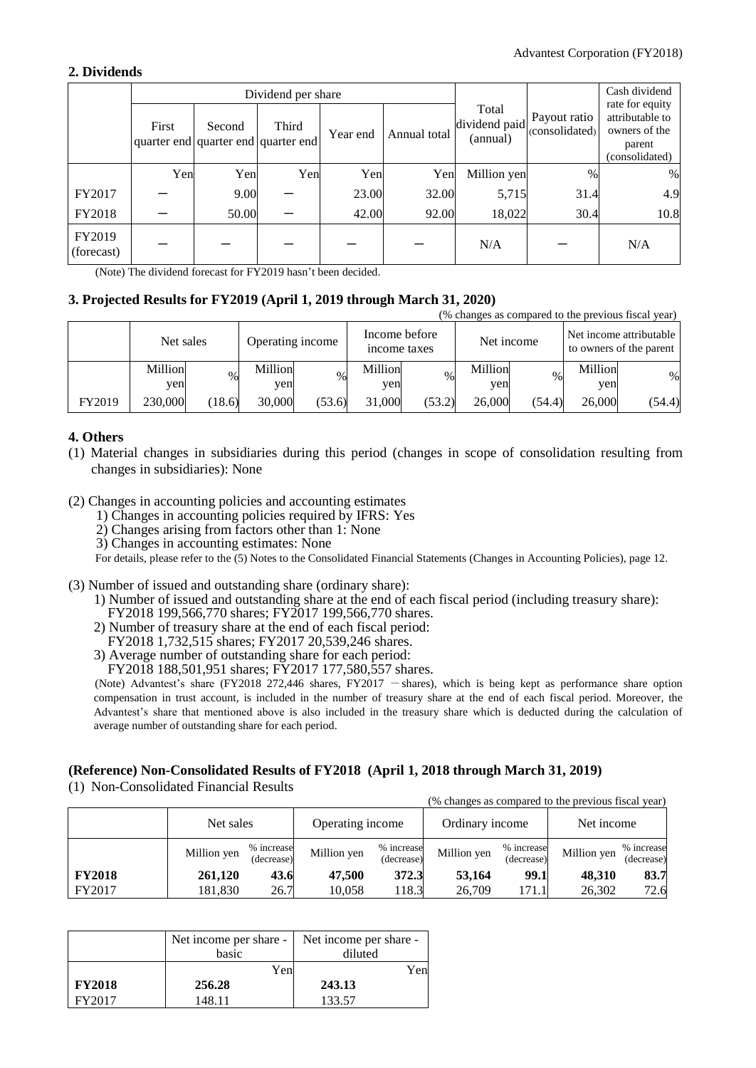## 2. Dividends

| | Dividend per share | | | | | Total dividend paid (annual) | Payout ratio (consolidated) | Cash dividend rate for equity attributable to owners of the parent (consolidated) |
|---|---|---|---|---|---|---|---|---|
| | First quarter end | Second quarter end | Third quarter end | Year end | Annual total | | | |
| | Yen | Yen | Yen | Yen | Yen | Million yen | % | % |
| FY2017 | − | 9.00 | − | 23.00 | 32.00 | 5,715 | 31.4 | 4.9 |
| FY2018 | − | 50.00 | − | 42.00 | 92.00 | 18,022 | 30.4 | 10.8 |
| FY2019 (forecast) | − | − | − | − | − | N/A | − | N/A |

(Note) The dividend forecast for FY2019 hasn't been decided.

## 3. Projected Results for FY2019 (April 1, 2019 through March 31, 2020)

(% changes as compared to the previous fiscal year)

| | Net sales | | Operating income | | Income before income taxes | | Net income | | Net income attributable to owners of the parent | |
|---|---|---|---|---|---|---|---|---|---|---|
| | Million yen | % | Million yen | % | Million yen | % | Million yen | % | Million yen | % |
| FY2019 | 230,000 | (18.6) | 30,000 | (53.6) | 31,000 | (53.2) | 26,000 | (54.4) | 26,000 | (54.4) |

## 4. Others

(1) Material changes in subsidiaries during this period (changes in scope of consolidation resulting from changes in subsidiaries): None

(2) Changes in accounting policies and accounting estimates
1) Changes in accounting policies required by IFRS: Yes
2) Changes arising from factors other than 1: None
3) Changes in accounting estimates: None

For details, please refer to the (5) Notes to the Consolidated Financial Statements (Changes in Accounting Policies), page 12.

(3) Number of issued and outstanding share (ordinary share):
1) Number of issued and outstanding share at the end of each fiscal period (including treasury share):
FY2018 199,566,770 shares; FY2017 199,566,770 shares.
2) Number of treasury share at the end of each fiscal period:
FY2018 1,732,515 shares; FY2017 20,539,246 shares.
3) Average number of outstanding share for each period:
FY2018 188,501,951 shares; FY2017 177,580,557 shares.

(Note) Advantest's share (FY2018 272,446 shares, FY2017 − shares), which is being kept as performance share option compensation in trust account, is included in the number of treasury share at the end of each fiscal period. Moreover, the Advantest's share that mentioned above is also included in the treasury share which is deducted during the calculation of average number of outstanding share for each period.

## (Reference) Non-Consolidated Results of FY2018 (April 1, 2018 through March 31, 2019)

(1) Non-Consolidated Financial Results

(% changes as compared to the previous fiscal year)

| | Net sales | | Operating income | | Ordinary income | | Net income | |
|---|---|---|---|---|---|---|---|---|
| | Million yen | % increase (decrease) | Million yen | % increase (decrease) | Million yen | % increase (decrease) | Million yen | % increase (decrease) |
| **FY2018** | **261,120** | **43.6** | **47,500** | **372.3** | **53,164** | **99.1** | **48,310** | **83.7** |
| FY2017 | 181,830 | 26.7 | 10,058 | 118.3 | 26,709 | 171.1 | 26,302 | 72.6 |

| | Net income per share - basic | Net income per share - diluted |
|---|---|---|
| | Yen | Yen |
| **FY2018** | **256.28** | **243.13** |
| FY2017 | 148.11 | 133.57 |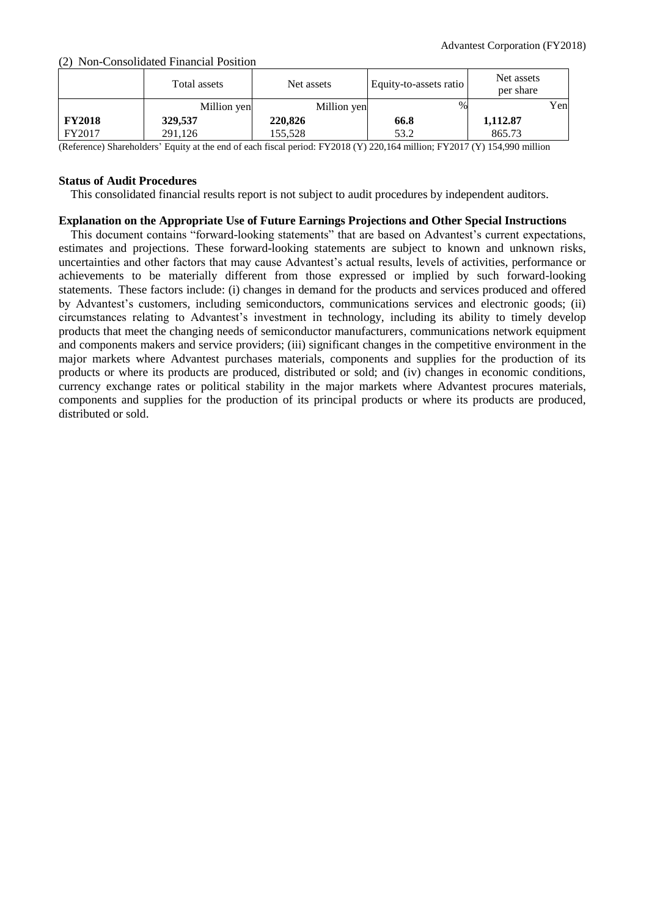(2) Non-Consolidated Financial Position

| | Total assets | Net assets | Equity-to-assets ratio | Net assets per share |
|---|---|---|---|---|
| | Million yen | Million yen | % | Yen |
| **FY2018** | **329,537** | **220,826** | **66.8** | **1,112.87** |
| FY2017 | 291,126 | 155,528 | 53.2 | 865.73 |

(Reference) Shareholders' Equity at the end of each fiscal period: FY2018 (Y) 220,164 million; FY2017 (Y) 154,990 million

**Status of Audit Procedures**

This consolidated financial results report is not subject to audit procedures by independent auditors.

**Explanation on the Appropriate Use of Future Earnings Projections and Other Special Instructions**

This document contains "forward-looking statements" that are based on Advantest's current expectations, estimates and projections. These forward-looking statements are subject to known and unknown risks, uncertainties and other factors that may cause Advantest's actual results, levels of activities, performance or achievements to be materially different from those expressed or implied by such forward-looking statements. These factors include: (i) changes in demand for the products and services produced and offered by Advantest's customers, including semiconductors, communications services and electronic goods; (ii) circumstances relating to Advantest's investment in technology, including its ability to timely develop products that meet the changing needs of semiconductor manufacturers, communications network equipment and components makers and service providers; (iii) significant changes in the competitive environment in the major markets where Advantest purchases materials, components and supplies for the production of its products or where its products are produced, distributed or sold; and (iv) changes in economic conditions, currency exchange rates or political stability in the major markets where Advantest procures materials, components and supplies for the production of its principal products or where its products are produced, distributed or sold.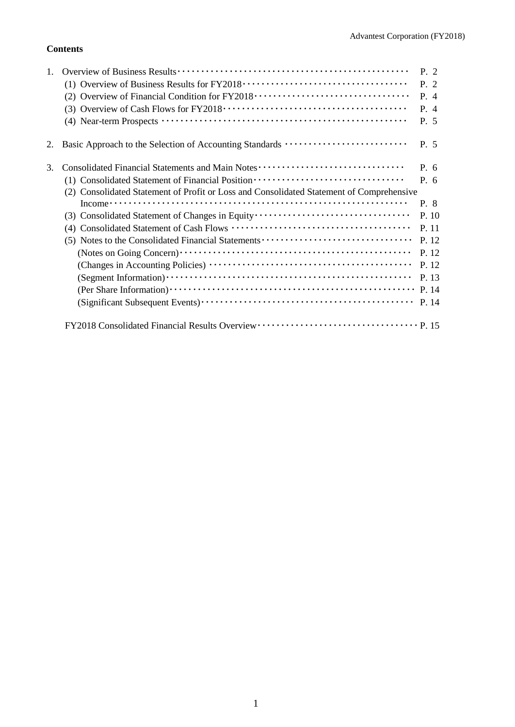**Contents**

1. Overview of Business Results ······························································ P. 2
   (1) Overview of Business Results for FY2018 ············································ P. 2
   (2) Overview of Financial Condition for FY2018 ········································· P. 4
   (3) Overview of Cash Flows for FY2018 ···················································· P. 4
   (4) Near-term Prospects ······································································· P. 5

2. Basic Approach to the Selection of Accounting Standards ······························ P. 5

3. Consolidated Financial Statements and Main Notes ······································ P. 6
   (1) Consolidated Statement of Financial Position ·········································· P. 6
   (2) Consolidated Statement of Profit or Loss and Consolidated Statement of Comprehensive Income ······························································································ P. 8
   (3) Consolidated Statement of Changes in Equity ·········································· P. 10
   (4) Consolidated Statement of Cash Flows ·················································· P. 11
   (5) Notes to the Consolidated Financial Statements ······································· P. 12
       (Notes on Going Concern) ································································ P. 12
       (Changes in Accounting Policies) ························································ P. 12
       (Segment Information) ···································································· P. 13
       (Per Share Information) ··································································· P. 14
       (Significant Subsequent Events) ·························································· P. 14

   FY2018 Consolidated Financial Results Overview ·········································· P. 15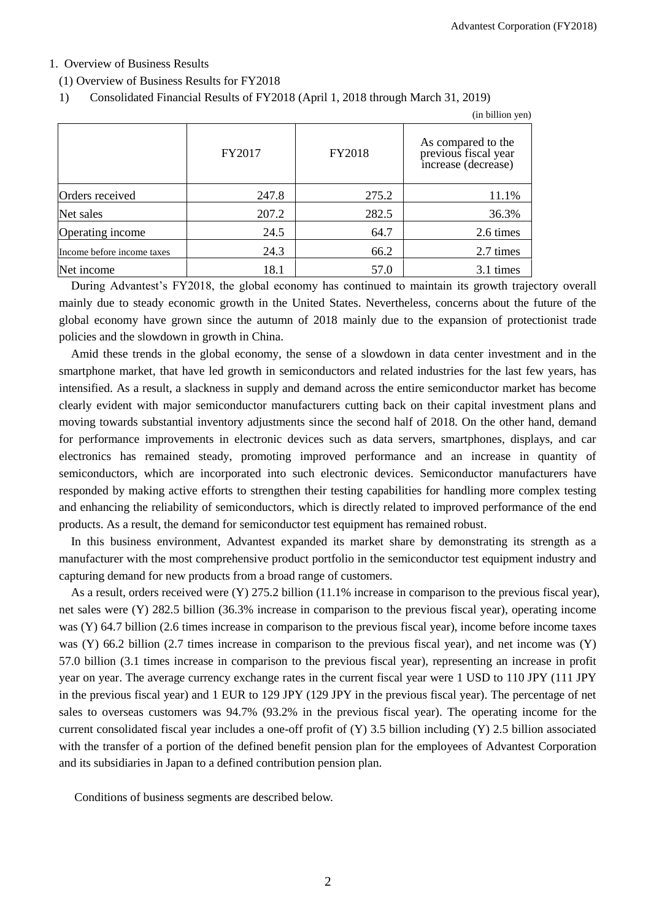## 1. Overview of Business Results

### (1) Overview of Business Results for FY2018

1) Consolidated Financial Results of FY2018 (April 1, 2018 through March 31, 2019)

(in billion yen)

| | FY2017 | FY2018 | As compared to the previous fiscal year increase (decrease) |
|---|---|---|---|
| Orders received | 247.8 | 275.2 | 11.1% |
| Net sales | 207.2 | 282.5 | 36.3% |
| Operating income | 24.5 | 64.7 | 2.6 times |
| Income before income taxes | 24.3 | 66.2 | 2.7 times |
| Net income | 18.1 | 57.0 | 3.1 times |

During Advantest's FY2018, the global economy has continued to maintain its growth trajectory overall mainly due to steady economic growth in the United States. Nevertheless, concerns about the future of the global economy have grown since the autumn of 2018 mainly due to the expansion of protectionist trade policies and the slowdown in growth in China.

Amid these trends in the global economy, the sense of a slowdown in data center investment and in the smartphone market, that have led growth in semiconductors and related industries for the last few years, has intensified. As a result, a slackness in supply and demand across the entire semiconductor market has become clearly evident with major semiconductor manufacturers cutting back on their capital investment plans and moving towards substantial inventory adjustments since the second half of 2018. On the other hand, demand for performance improvements in electronic devices such as data servers, smartphones, displays, and car electronics has remained steady, promoting improved performance and an increase in quantity of semiconductors, which are incorporated into such electronic devices. Semiconductor manufacturers have responded by making active efforts to strengthen their testing capabilities for handling more complex testing and enhancing the reliability of semiconductors, which is directly related to improved performance of the end products. As a result, the demand for semiconductor test equipment has remained robust.

In this business environment, Advantest expanded its market share by demonstrating its strength as a manufacturer with the most comprehensive product portfolio in the semiconductor test equipment industry and capturing demand for new products from a broad range of customers.

As a result, orders received were (Y) 275.2 billion (11.1% increase in comparison to the previous fiscal year), net sales were (Y) 282.5 billion (36.3% increase in comparison to the previous fiscal year), operating income was (Y) 64.7 billion (2.6 times increase in comparison to the previous fiscal year), income before income taxes was (Y) 66.2 billion (2.7 times increase in comparison to the previous fiscal year), and net income was (Y) 57.0 billion (3.1 times increase in comparison to the previous fiscal year), representing an increase in profit year on year. The average currency exchange rates in the current fiscal year were 1 USD to 110 JPY (111 JPY in the previous fiscal year) and 1 EUR to 129 JPY (129 JPY in the previous fiscal year). The percentage of net sales to overseas customers was 94.7% (93.2% in the previous fiscal year). The operating income for the current consolidated fiscal year includes a one-off profit of (Y) 3.5 billion including (Y) 2.5 billion associated with the transfer of a portion of the defined benefit pension plan for the employees of Advantest Corporation and its subsidiaries in Japan to a defined contribution pension plan.

Conditions of business segments are described below.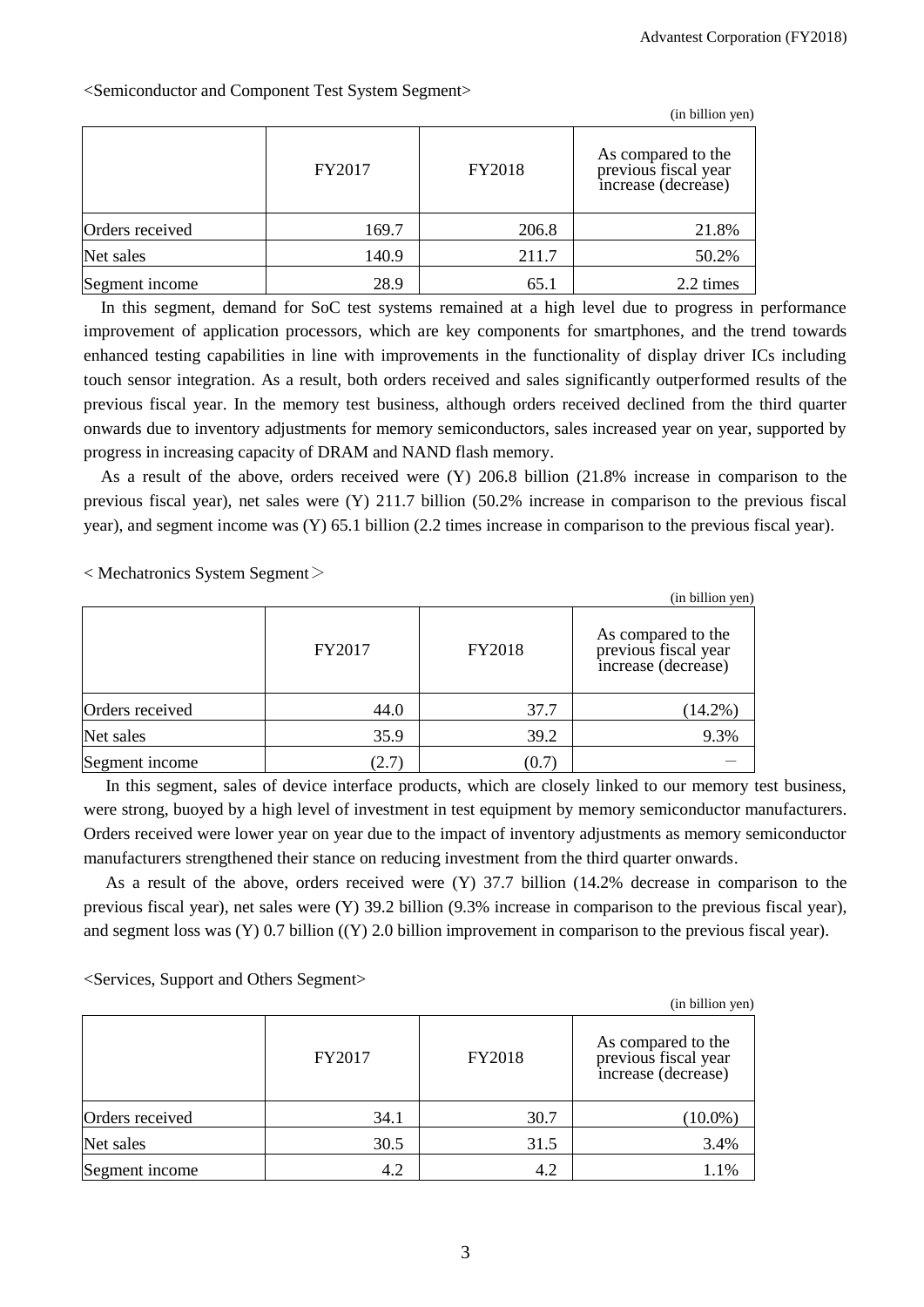<Semiconductor and Component Test System Segment>

(in billion yen)

| | FY2017 | FY2018 | As compared to the previous fiscal year increase (decrease) |
|---|---|---|---|
| Orders received | 169.7 | 206.8 | 21.8% |
| Net sales | 140.9 | 211.7 | 50.2% |
| Segment income | 28.9 | 65.1 | 2.2 times |

In this segment, demand for SoC test systems remained at a high level due to progress in performance improvement of application processors, which are key components for smartphones, and the trend towards enhanced testing capabilities in line with improvements in the functionality of display driver ICs including touch sensor integration. As a result, both orders received and sales significantly outperformed results of the previous fiscal year. In the memory test business, although orders received declined from the third quarter onwards due to inventory adjustments for memory semiconductors, sales increased year on year, supported by progress in increasing capacity of DRAM and NAND flash memory.

As a result of the above, orders received were (Y) 206.8 billion (21.8% increase in comparison to the previous fiscal year), net sales were (Y) 211.7 billion (50.2% increase in comparison to the previous fiscal year), and segment income was (Y) 65.1 billion (2.2 times increase in comparison to the previous fiscal year).

< Mechatronics System Segment＞

(in billion yen)

| | FY2017 | FY2018 | As compared to the previous fiscal year increase (decrease) |
|---|---|---|---|
| Orders received | 44.0 | 37.7 | (14.2%) |
| Net sales | 35.9 | 39.2 | 9.3% |
| Segment income | (2.7) | (0.7) | － |

In this segment, sales of device interface products, which are closely linked to our memory test business, were strong, buoyed by a high level of investment in test equipment by memory semiconductor manufacturers. Orders received were lower year on year due to the impact of inventory adjustments as memory semiconductor manufacturers strengthened their stance on reducing investment from the third quarter onwards.

As a result of the above, orders received were (Y) 37.7 billion (14.2% decrease in comparison to the previous fiscal year), net sales were (Y) 39.2 billion (9.3% increase in comparison to the previous fiscal year), and segment loss was (Y) 0.7 billion ((Y) 2.0 billion improvement in comparison to the previous fiscal year).

<Services, Support and Others Segment>

(in billion yen)

| | FY2017 | FY2018 | As compared to the previous fiscal year increase (decrease) |
|---|---|---|---|
| Orders received | 34.1 | 30.7 | (10.0%) |
| Net sales | 30.5 | 31.5 | 3.4% |
| Segment income | 4.2 | 4.2 | 1.1% |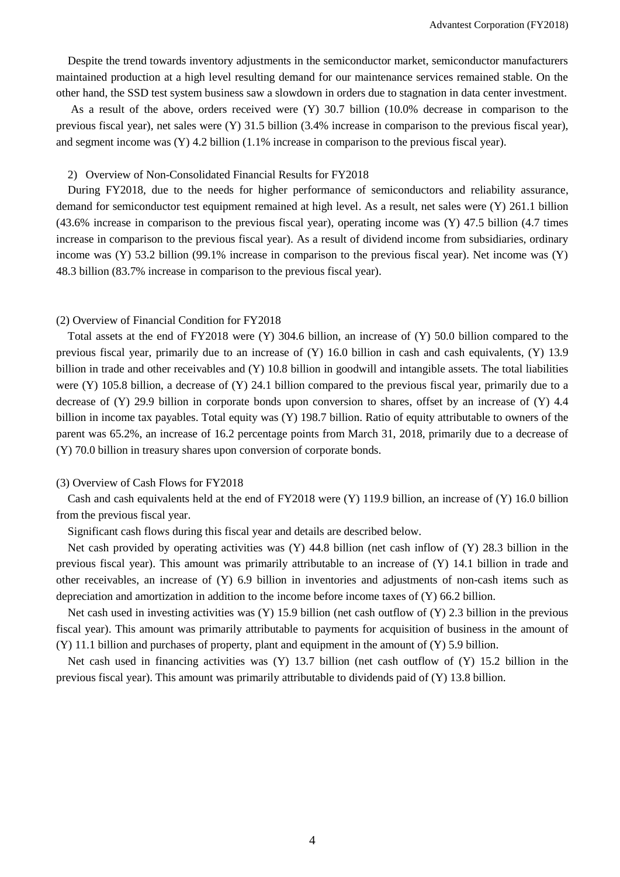Despite the trend towards inventory adjustments in the semiconductor market, semiconductor manufacturers maintained production at a high level resulting demand for our maintenance services remained stable. On the other hand, the SSD test system business saw a slowdown in orders due to stagnation in data center investment.

As a result of the above, orders received were (Y) 30.7 billion (10.0% decrease in comparison to the previous fiscal year), net sales were (Y) 31.5 billion (3.4% increase in comparison to the previous fiscal year), and segment income was (Y) 4.2 billion (1.1% increase in comparison to the previous fiscal year).

### 2) Overview of Non-Consolidated Financial Results for FY2018

During FY2018, due to the needs for higher performance of semiconductors and reliability assurance, demand for semiconductor test equipment remained at high level. As a result, net sales were (Y) 261.1 billion (43.6% increase in comparison to the previous fiscal year), operating income was (Y) 47.5 billion (4.7 times increase in comparison to the previous fiscal year). As a result of dividend income from subsidiaries, ordinary income was (Y) 53.2 billion (99.1% increase in comparison to the previous fiscal year). Net income was (Y) 48.3 billion (83.7% increase in comparison to the previous fiscal year).

## (2) Overview of Financial Condition for FY2018

Total assets at the end of FY2018 were (Y) 304.6 billion, an increase of (Y) 50.0 billion compared to the previous fiscal year, primarily due to an increase of (Y) 16.0 billion in cash and cash equivalents, (Y) 13.9 billion in trade and other receivables and (Y) 10.8 billion in goodwill and intangible assets. The total liabilities were (Y) 105.8 billion, a decrease of (Y) 24.1 billion compared to the previous fiscal year, primarily due to a decrease of (Y) 29.9 billion in corporate bonds upon conversion to shares, offset by an increase of (Y) 4.4 billion in income tax payables. Total equity was (Y) 198.7 billion. Ratio of equity attributable to owners of the parent was 65.2%, an increase of 16.2 percentage points from March 31, 2018, primarily due to a decrease of (Y) 70.0 billion in treasury shares upon conversion of corporate bonds.

## (3) Overview of Cash Flows for FY2018

Cash and cash equivalents held at the end of FY2018 were (Y) 119.9 billion, an increase of (Y) 16.0 billion from the previous fiscal year.

Significant cash flows during this fiscal year and details are described below.

Net cash provided by operating activities was (Y) 44.8 billion (net cash inflow of (Y) 28.3 billion in the previous fiscal year). This amount was primarily attributable to an increase of (Y) 14.1 billion in trade and other receivables, an increase of (Y) 6.9 billion in inventories and adjustments of non-cash items such as depreciation and amortization in addition to the income before income taxes of (Y) 66.2 billion.

Net cash used in investing activities was (Y) 15.9 billion (net cash outflow of (Y) 2.3 billion in the previous fiscal year). This amount was primarily attributable to payments for acquisition of business in the amount of (Y) 11.1 billion and purchases of property, plant and equipment in the amount of (Y) 5.9 billion.

Net cash used in financing activities was (Y) 13.7 billion (net cash outflow of (Y) 15.2 billion in the previous fiscal year). This amount was primarily attributable to dividends paid of (Y) 13.8 billion.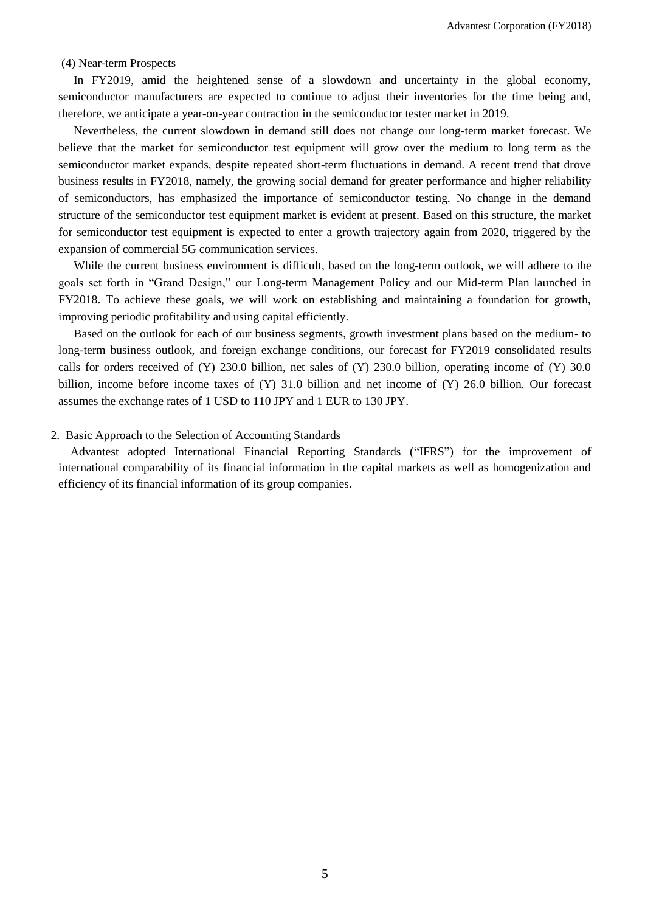### (4) Near-term Prospects

In FY2019, amid the heightened sense of a slowdown and uncertainty in the global economy, semiconductor manufacturers are expected to continue to adjust their inventories for the time being and, therefore, we anticipate a year-on-year contraction in the semiconductor tester market in 2019.

Nevertheless, the current slowdown in demand still does not change our long-term market forecast. We believe that the market for semiconductor test equipment will grow over the medium to long term as the semiconductor market expands, despite repeated short-term fluctuations in demand. A recent trend that drove business results in FY2018, namely, the growing social demand for greater performance and higher reliability of semiconductors, has emphasized the importance of semiconductor testing. No change in the demand structure of the semiconductor test equipment market is evident at present. Based on this structure, the market for semiconductor test equipment is expected to enter a growth trajectory again from 2020, triggered by the expansion of commercial 5G communication services.

While the current business environment is difficult, based on the long-term outlook, we will adhere to the goals set forth in "Grand Design," our Long-term Management Policy and our Mid-term Plan launched in FY2018. To achieve these goals, we will work on establishing and maintaining a foundation for growth, improving periodic profitability and using capital efficiently.

Based on the outlook for each of our business segments, growth investment plans based on the medium- to long-term business outlook, and foreign exchange conditions, our forecast for FY2019 consolidated results calls for orders received of (Y) 230.0 billion, net sales of (Y) 230.0 billion, operating income of (Y) 30.0 billion, income before income taxes of (Y) 31.0 billion and net income of (Y) 26.0 billion. Our forecast assumes the exchange rates of 1 USD to 110 JPY and 1 EUR to 130 JPY.

## 2. Basic Approach to the Selection of Accounting Standards

Advantest adopted International Financial Reporting Standards ("IFRS") for the improvement of international comparability of its financial information in the capital markets as well as homogenization and efficiency of its financial information of its group companies.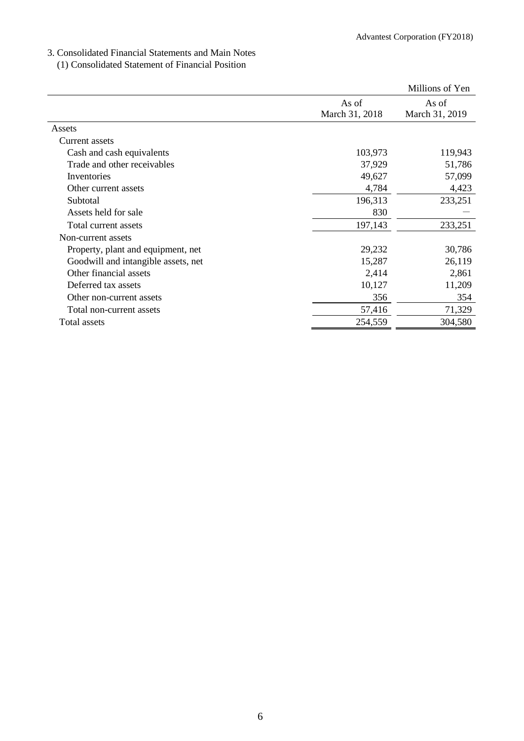## 3. Consolidated Financial Statements and Main Notes

### (1) Consolidated Statement of Financial Position

| | | Millions of Yen |
|---|---|---|
| | As of March 31, 2018 | As of March 31, 2019 |
| Assets | | |
| Current assets | | |
| Cash and cash equivalents | 103,973 | 119,943 |
| Trade and other receivables | 37,929 | 51,786 |
| Inventories | 49,627 | 57,099 |
| Other current assets | 4,784 | 4,423 |
| Subtotal | 196,313 | 233,251 |
| Assets held for sale | 830 | — |
| Total current assets | 197,143 | 233,251 |
| Non-current assets | | |
| Property, plant and equipment, net | 29,232 | 30,786 |
| Goodwill and intangible assets, net | 15,287 | 26,119 |
| Other financial assets | 2,414 | 2,861 |
| Deferred tax assets | 10,127 | 11,209 |
| Other non-current assets | 356 | 354 |
| Total non-current assets | 57,416 | 71,329 |
| Total assets | 254,559 | 304,580 |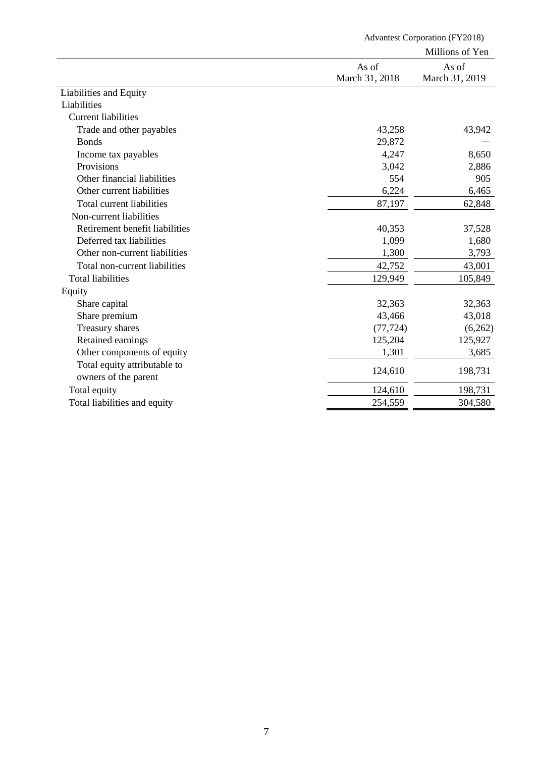Advantest Corporation (FY2018)

Millions of Yen

| | As of March 31, 2018 | As of March 31, 2019 |
|---|---|---|
| Liabilities and Equity | | |
| Liabilities | | |
| Current liabilities | | |
| Trade and other payables | 43,258 | 43,942 |
| Bonds | 29,872 | — |
| Income tax payables | 4,247 | 8,650 |
| Provisions | 3,042 | 2,886 |
| Other financial liabilities | 554 | 905 |
| Other current liabilities | 6,224 | 6,465 |
| Total current liabilities | 87,197 | 62,848 |
| Non-current liabilities | | |
| Retirement benefit liabilities | 40,353 | 37,528 |
| Deferred tax liabilities | 1,099 | 1,680 |
| Other non-current liabilities | 1,300 | 3,793 |
| Total non-current liabilities | 42,752 | 43,001 |
| Total liabilities | 129,949 | 105,849 |
| Equity | | |
| Share capital | 32,363 | 32,363 |
| Share premium | 43,466 | 43,018 |
| Treasury shares | (77,724) | (6,262) |
| Retained earnings | 125,204 | 125,927 |
| Other components of equity | 1,301 | 3,685 |
| Total equity attributable to owners of the parent | 124,610 | 198,731 |
| Total equity | 124,610 | 198,731 |
| Total liabilities and equity | 254,559 | 304,580 |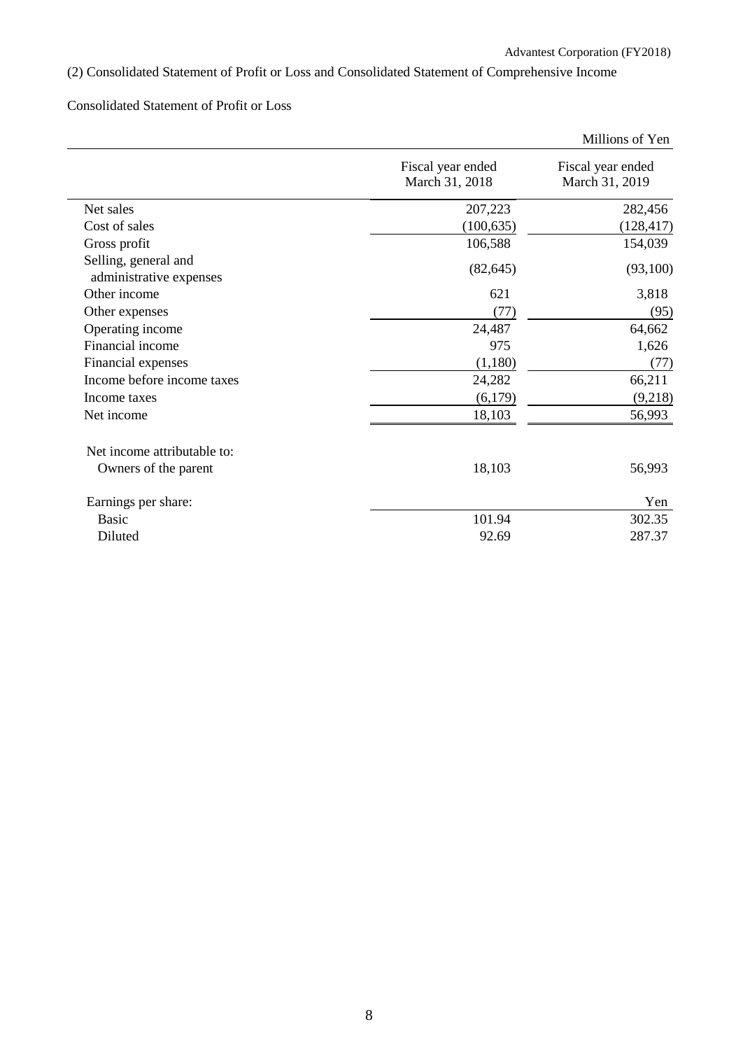## (2) Consolidated Statement of Profit or Loss and Consolidated Statement of Comprehensive Income

### Consolidated Statement of Profit or Loss

Millions of Yen

| | Fiscal year ended March 31, 2018 | Fiscal year ended March 31, 2019 |
|---|---|---|
| Net sales | 207,223 | 282,456 |
| Cost of sales | (100,635) | (128,417) |
| Gross profit | 106,588 | 154,039 |
| Selling, general and administrative expenses | (82,645) | (93,100) |
| Other income | 621 | 3,818 |
| Other expenses | (77) | (95) |
| Operating income | 24,487 | 64,662 |
| Financial income | 975 | 1,626 |
| Financial expenses | (1,180) | (77) |
| Income before income taxes | 24,282 | 66,211 |
| Income taxes | (6,179) | (9,218) |
| Net income | 18,103 | 56,993 |
| | | |
| Net income attributable to: | | |
| Owners of the parent | 18,103 | 56,993 |
| | | |
| Earnings per share: | | Yen |
| Basic | 101.94 | 302.35 |
| Diluted | 92.69 | 287.37 |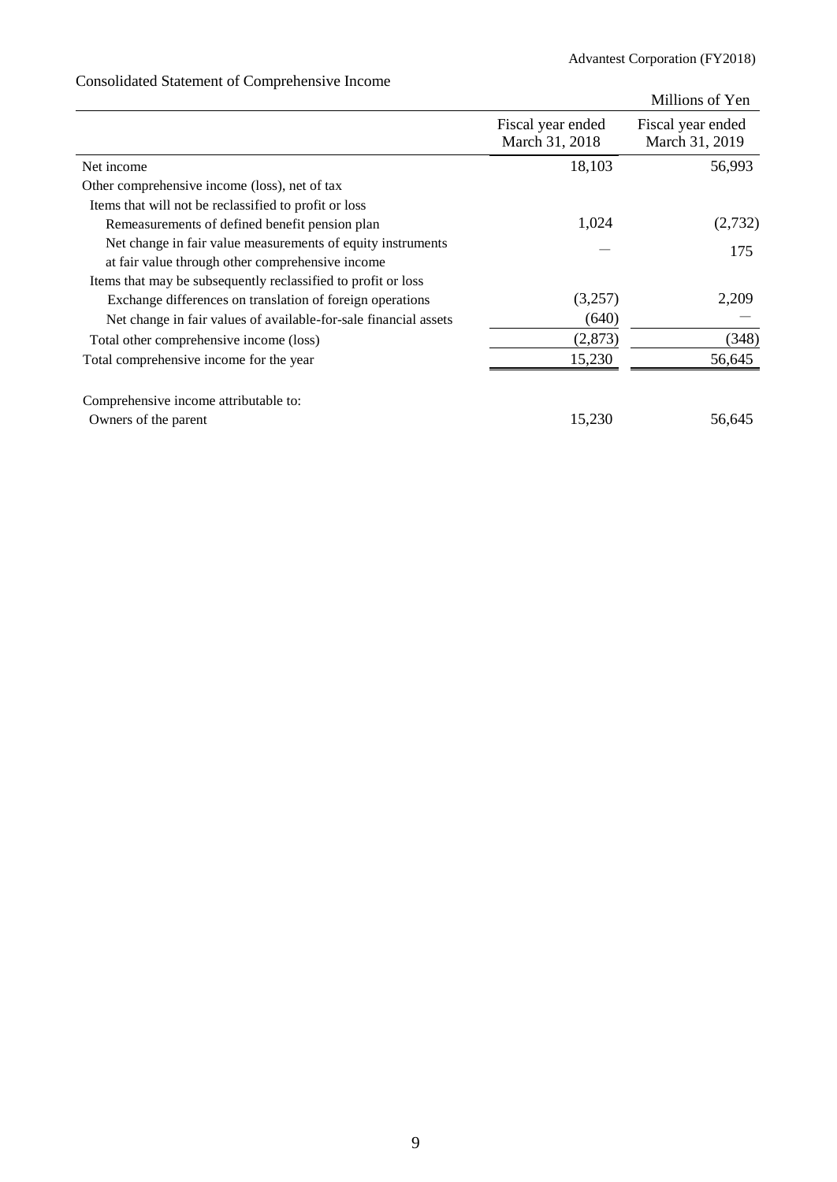## Consolidated Statement of Comprehensive Income

Millions of Yen

| | Fiscal year ended March 31, 2018 | Fiscal year ended March 31, 2019 |
|---|---|---|
| Net income | 18,103 | 56,993 |
| Other comprehensive income (loss), net of tax | | |
| Items that will not be reclassified to profit or loss | | |
| Remeasurements of defined benefit pension plan | 1,024 | (2,732) |
| Net change in fair value measurements of equity instruments at fair value through other comprehensive income | ― | 175 |
| Items that may be subsequently reclassified to profit or loss | | |
| Exchange differences on translation of foreign operations | (3,257) | 2,209 |
| Net change in fair values of available-for-sale financial assets | (640) | ― |
| Total other comprehensive income (loss) | (2,873) | (348) |
| Total comprehensive income for the year | 15,230 | 56,645 |
| | | |
| Comprehensive income attributable to: | | |
| Owners of the parent | 15,230 | 56,645 |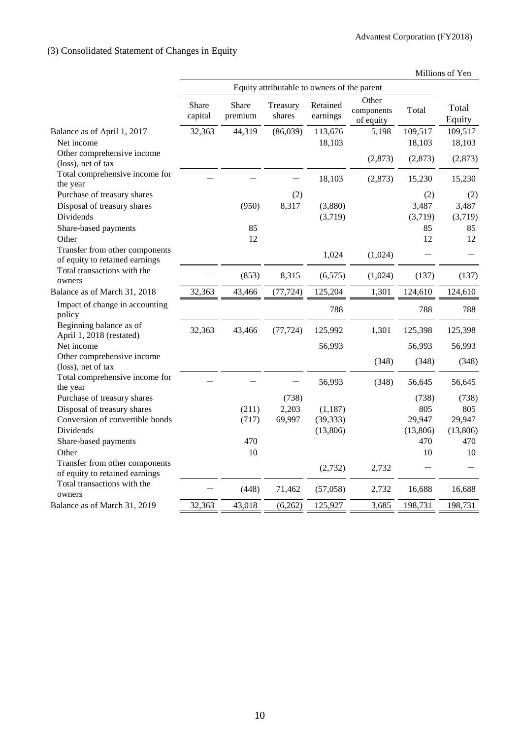## (3) Consolidated Statement of Changes in Equity

Millions of Yen

| | Equity attributable to owners of the parent | | | | | | |
|---|---|---|---|---|---|---|---|
| | Share capital | Share premium | Treasury shares | Retained earnings | Other components of equity | Total | Total Equity |
| Balance as of April 1, 2017 | 32,363 | 44,319 | (86,039) | 113,676 | 5,198 | 109,517 | 109,517 |
| Net income | | | | 18,103 | | 18,103 | 18,103 |
| Other comprehensive income (loss), net of tax | | | | | (2,873) | (2,873) | (2,873) |
| Total comprehensive income for the year | — | — | — | 18,103 | (2,873) | 15,230 | 15,230 |
| Purchase of treasury shares | | | (2) | | | (2) | (2) |
| Disposal of treasury shares | | (950) | 8,317 | (3,880) | | 3,487 | 3,487 |
| Dividends | | | | (3,719) | | (3,719) | (3,719) |
| Share-based payments | | 85 | | | | 85 | 85 |
| Other | | 12 | | | | 12 | 12 |
| Transfer from other components of equity to retained earnings | | | | 1,024 | (1,024) | — | — |
| Total transactions with the owners | — | (853) | 8,315 | (6,575) | (1,024) | (137) | (137) |
| Balance as of March 31, 2018 | 32,363 | 43,466 | (77,724) | 125,204 | 1,301 | 124,610 | 124,610 |
| Impact of change in accounting policy | | | | 788 | | 788 | 788 |
| Beginning balance as of April 1, 2018 (restated) | 32,363 | 43,466 | (77,724) | 125,992 | 1,301 | 125,398 | 125,398 |
| Net income | | | | 56,993 | | 56,993 | 56,993 |
| Other comprehensive income (loss), net of tax | | | | | (348) | (348) | (348) |
| Total comprehensive income for the year | — | — | — | 56,993 | (348) | 56,645 | 56,645 |
| Purchase of treasury shares | | | (738) | | | (738) | (738) |
| Disposal of treasury shares | | (211) | 2,203 | (1,187) | | 805 | 805 |
| Conversion of convertible bonds | | (717) | 69,997 | (39,333) | | 29,947 | 29,947 |
| Dividends | | | | (13,806) | | (13,806) | (13,806) |
| Share-based payments | | 470 | | | | 470 | 470 |
| Other | | 10 | | | | 10 | 10 |
| Transfer from other components of equity to retained earnings | | | | (2,732) | 2,732 | — | — |
| Total transactions with the owners | — | (448) | 71,462 | (57,058) | 2,732 | 16,688 | 16,688 |
| Balance as of March 31, 2019 | 32,363 | 43,018 | (6,262) | 125,927 | 3,685 | 198,731 | 198,731 |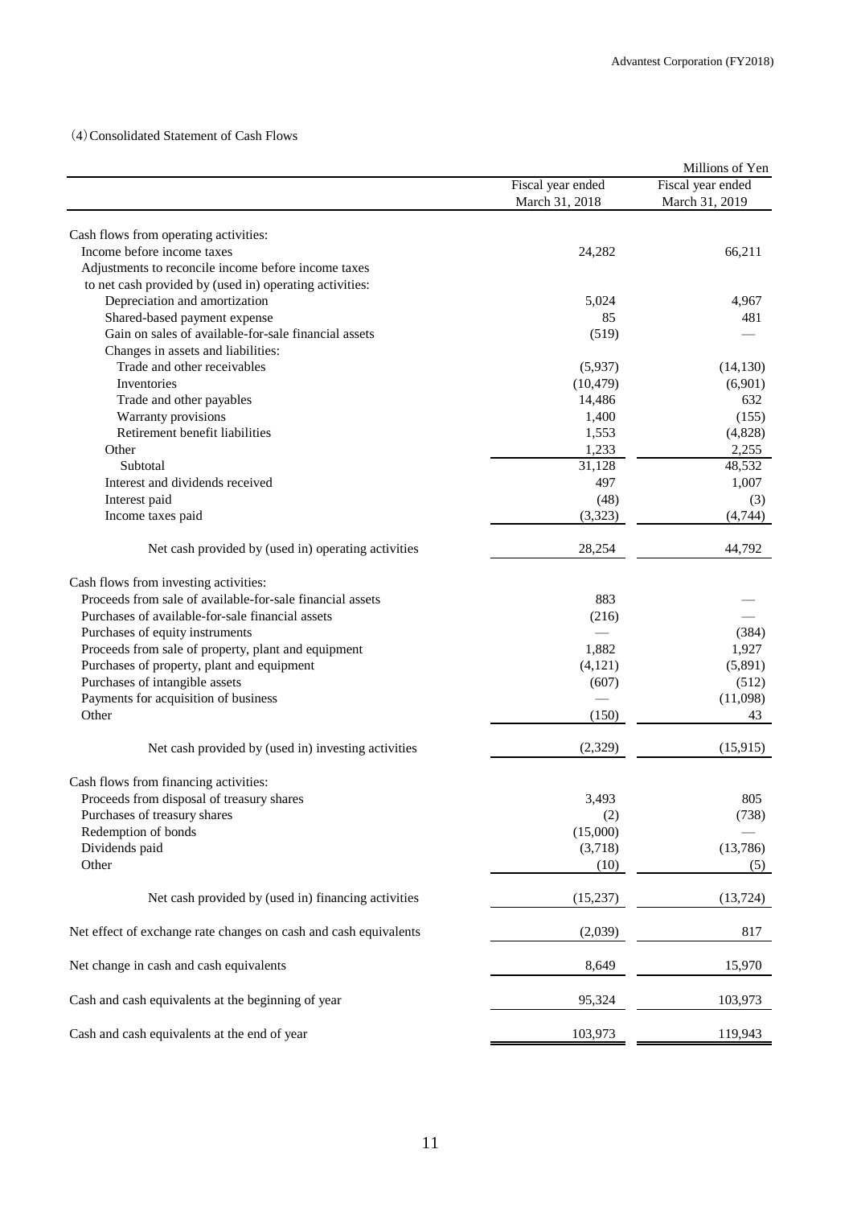（4）Consolidated Statement of Cash Flows

| | Fiscal year ended March 31, 2018 | Fiscal year ended March 31, 2019 |
|---|---|---|
| | | Millions of Yen |
| Cash flows from operating activities: | | |
| Income before income taxes | 24,282 | 66,211 |
| Adjustments to reconcile income before income taxes to net cash provided by (used in) operating activities: | | |
| Depreciation and amortization | 5,024 | 4,967 |
| Shared-based payment expense | 85 | 481 |
| Gain on sales of available-for-sale financial assets | (519) | — |
| Changes in assets and liabilities: | | |
| Trade and other receivables | (5,937) | (14,130) |
| Inventories | (10,479) | (6,901) |
| Trade and other payables | 14,486 | 632 |
| Warranty provisions | 1,400 | (155) |
| Retirement benefit liabilities | 1,553 | (4,828) |
| Other | 1,233 | 2,255 |
| Subtotal | 31,128 | 48,532 |
| Interest and dividends received | 497 | 1,007 |
| Interest paid | (48) | (3) |
| Income taxes paid | (3,323) | (4,744) |
| Net cash provided by (used in) operating activities | 28,254 | 44,792 |
| Cash flows from investing activities: | | |
| Proceeds from sale of available-for-sale financial assets | 883 | — |
| Purchases of available-for-sale financial assets | (216) | — |
| Purchases of equity instruments | — | (384) |
| Proceeds from sale of property, plant and equipment | 1,882 | 1,927 |
| Purchases of property, plant and equipment | (4,121) | (5,891) |
| Purchases of intangible assets | (607) | (512) |
| Payments for acquisition of business | — | (11,098) |
| Other | (150) | 43 |
| Net cash provided by (used in) investing activities | (2,329) | (15,915) |
| Cash flows from financing activities: | | |
| Proceeds from disposal of treasury shares | 3,493 | 805 |
| Purchases of treasury shares | (2) | (738) |
| Redemption of bonds | (15,000) | — |
| Dividends paid | (3,718) | (13,786) |
| Other | (10) | (5) |
| Net cash provided by (used in) financing activities | (15,237) | (13,724) |
| Net effect of exchange rate changes on cash and cash equivalents | (2,039) | 817 |
| Net change in cash and cash equivalents | 8,649 | 15,970 |
| Cash and cash equivalents at the beginning of year | 95,324 | 103,973 |
| Cash and cash equivalents at the end of year | 103,973 | 119,943 |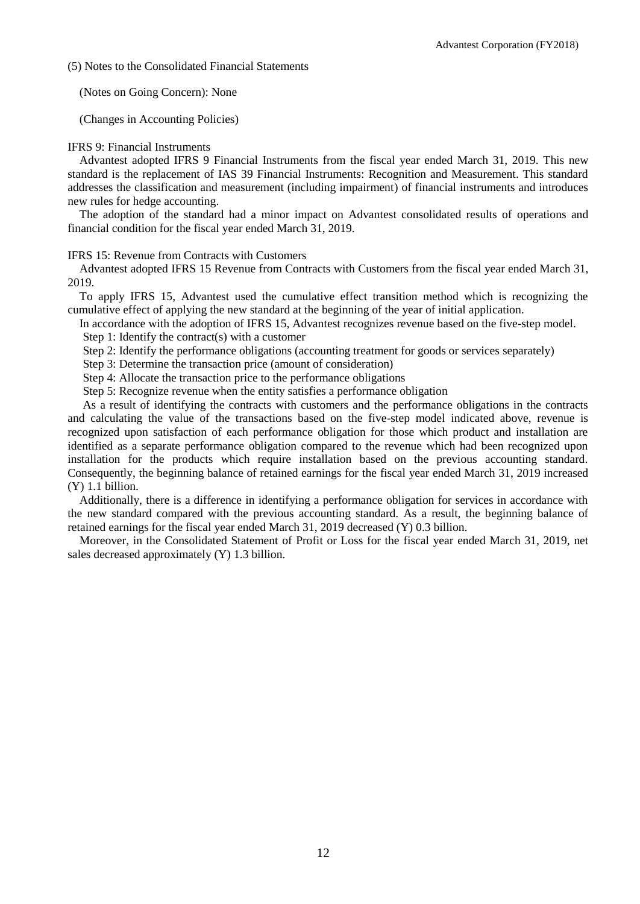## (5) Notes to the Consolidated Financial Statements

(Notes on Going Concern): None

(Changes in Accounting Policies)

IFRS 9: Financial Instruments

Advantest adopted IFRS 9 Financial Instruments from the fiscal year ended March 31, 2019. This new standard is the replacement of IAS 39 Financial Instruments: Recognition and Measurement. This standard addresses the classification and measurement (including impairment) of financial instruments and introduces new rules for hedge accounting.

The adoption of the standard had a minor impact on Advantest consolidated results of operations and financial condition for the fiscal year ended March 31, 2019.

IFRS 15: Revenue from Contracts with Customers

Advantest adopted IFRS 15 Revenue from Contracts with Customers from the fiscal year ended March 31, 2019.

To apply IFRS 15, Advantest used the cumulative effect transition method which is recognizing the cumulative effect of applying the new standard at the beginning of the year of initial application.

In accordance with the adoption of IFRS 15, Advantest recognizes revenue based on the five-step model.

Step 1: Identify the contract(s) with a customer

Step 2: Identify the performance obligations (accounting treatment for goods or services separately)

Step 3: Determine the transaction price (amount of consideration)

Step 4: Allocate the transaction price to the performance obligations

Step 5: Recognize revenue when the entity satisfies a performance obligation

As a result of identifying the contracts with customers and the performance obligations in the contracts and calculating the value of the transactions based on the five-step model indicated above, revenue is recognized upon satisfaction of each performance obligation for those which product and installation are identified as a separate performance obligation compared to the revenue which had been recognized upon installation for the products which require installation based on the previous accounting standard. Consequently, the beginning balance of retained earnings for the fiscal year ended March 31, 2019 increased (Y) 1.1 billion.

Additionally, there is a difference in identifying a performance obligation for services in accordance with the new standard compared with the previous accounting standard. As a result, the beginning balance of retained earnings for the fiscal year ended March 31, 2019 decreased (Y) 0.3 billion.

Moreover, in the Consolidated Statement of Profit or Loss for the fiscal year ended March 31, 2019, net sales decreased approximately (Y) 1.3 billion.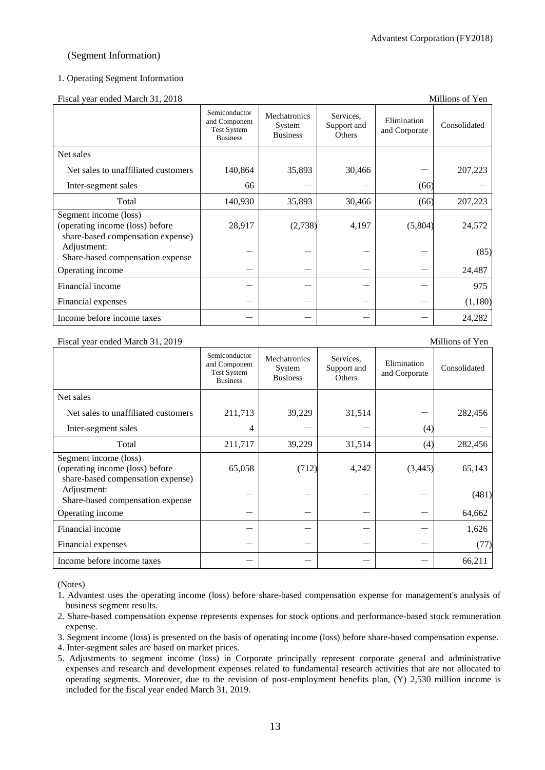(Segment Information)

1. Operating Segment Information

Fiscal year ended March 31, 2018 Millions of Yen

| | Semiconductor and Component Test System Business | Mechatronics System Business | Services, Support and Others | Elimination and Corporate | Consolidated |
|---|---|---|---|---|---|
| Net sales | | | | | |
| Net sales to unaffiliated customers | 140,864 | 35,893 | 30,466 | ― | 207,223 |
| Inter-segment sales | 66 | ― | ― | (66) | ― |
| Total | 140,930 | 35,893 | 30,466 | (66) | 207,223 |
| Segment income (loss) (operating income (loss) before share-based compensation expense) | 28,917 | (2,738) | 4,197 | (5,804) | 24,572 |
| Adjustment: Share-based compensation expense | ― | ― | ― | ― | (85) |
| Operating income | ― | ― | ― | ― | 24,487 |
| Financial income | ― | ― | ― | ― | 975 |
| Financial expenses | ― | ― | ― | ― | (1,180) |
| Income before income taxes | ― | ― | ― | ― | 24,282 |

Fiscal year ended March 31, 2019 Millions of Yen

| | Semiconductor and Component Test System Business | Mechatronics System Business | Services, Support and Others | Elimination and Corporate | Consolidated |
|---|---|---|---|---|---|
| Net sales | | | | | |
| Net sales to unaffiliated customers | 211,713 | 39,229 | 31,514 | ― | 282,456 |
| Inter-segment sales | 4 | ― | ― | (4) | ― |
| Total | 211,717 | 39,229 | 31,514 | (4) | 282,456 |
| Segment income (loss) (operating income (loss) before share-based compensation expense) | 65,058 | (712) | 4,242 | (3,445) | 65,143 |
| Adjustment: Share-based compensation expense | ― | ― | ― | ― | (481) |
| Operating income | ― | ― | ― | ― | 64,662 |
| Financial income | ― | ― | ― | ― | 1,626 |
| Financial expenses | ― | ― | ― | ― | (77) |
| Income before income taxes | ― | ― | ― | ― | 66,211 |

(Notes)

1. Advantest uses the operating income (loss) before share-based compensation expense for management's analysis of business segment results.
2. Share-based compensation expense represents expenses for stock options and performance-based stock remuneration expense.
3. Segment income (loss) is presented on the basis of operating income (loss) before share-based compensation expense.
4. Inter-segment sales are based on market prices.
5. Adjustments to segment income (loss) in Corporate principally represent corporate general and administrative expenses and research and development expenses related to fundamental research activities that are not allocated to operating segments. Moreover, due to the revision of post-employment benefits plan, (Y) 2,530 million income is included for the fiscal year ended March 31, 2019.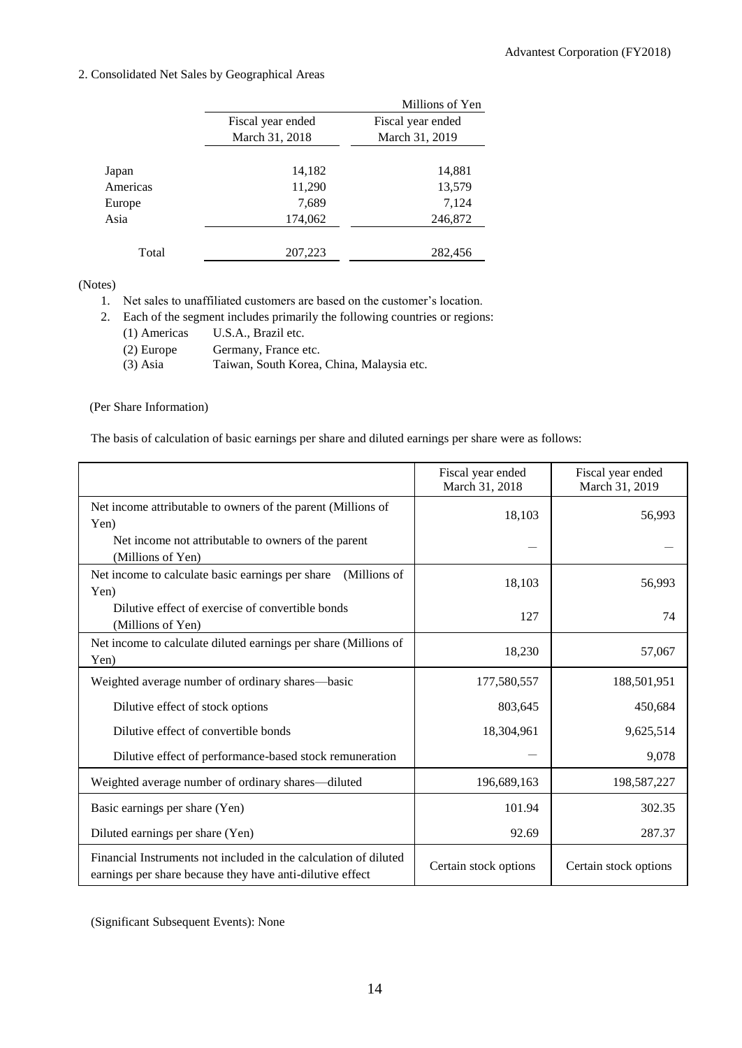2. Consolidated Net Sales by Geographical Areas

Millions of Yen

| | Fiscal year ended March 31, 2018 | Fiscal year ended March 31, 2019 |
|---|---|---|
| Japan | 14,182 | 14,881 |
| Americas | 11,290 | 13,579 |
| Europe | 7,689 | 7,124 |
| Asia | 174,062 | 246,872 |
| Total | 207,223 | 282,456 |

(Notes)

1. Net sales to unaffiliated customers are based on the customer's location.
2. Each of the segment includes primarily the following countries or regions:
   - (1) Americas U.S.A., Brazil etc.
   - (2) Europe Germany, France etc.
   - (3) Asia Taiwan, South Korea, China, Malaysia etc.

(Per Share Information)

The basis of calculation of basic earnings per share and diluted earnings per share were as follows:

| | Fiscal year ended March 31, 2018 | Fiscal year ended March 31, 2019 |
|---|---|---|
| Net income attributable to owners of the parent (Millions of Yen) | 18,103 | 56,993 |
| Net income not attributable to owners of the parent (Millions of Yen) | — | — |
| Net income to calculate basic earnings per share (Millions of Yen) | 18,103 | 56,993 |
| Dilutive effect of exercise of convertible bonds (Millions of Yen) | 127 | 74 |
| Net income to calculate diluted earnings per share (Millions of Yen) | 18,230 | 57,067 |
| Weighted average number of ordinary shares—basic | 177,580,557 | 188,501,951 |
| Dilutive effect of stock options | 803,645 | 450,684 |
| Dilutive effect of convertible bonds | 18,304,961 | 9,625,514 |
| Dilutive effect of performance-based stock remuneration | — | 9,078 |
| Weighted average number of ordinary shares—diluted | 196,689,163 | 198,587,227 |
| Basic earnings per share (Yen) | 101.94 | 302.35 |
| Diluted earnings per share (Yen) | 92.69 | 287.37 |
| Financial Instruments not included in the calculation of diluted earnings per share because they have anti-dilutive effect | Certain stock options | Certain stock options |

(Significant Subsequent Events): None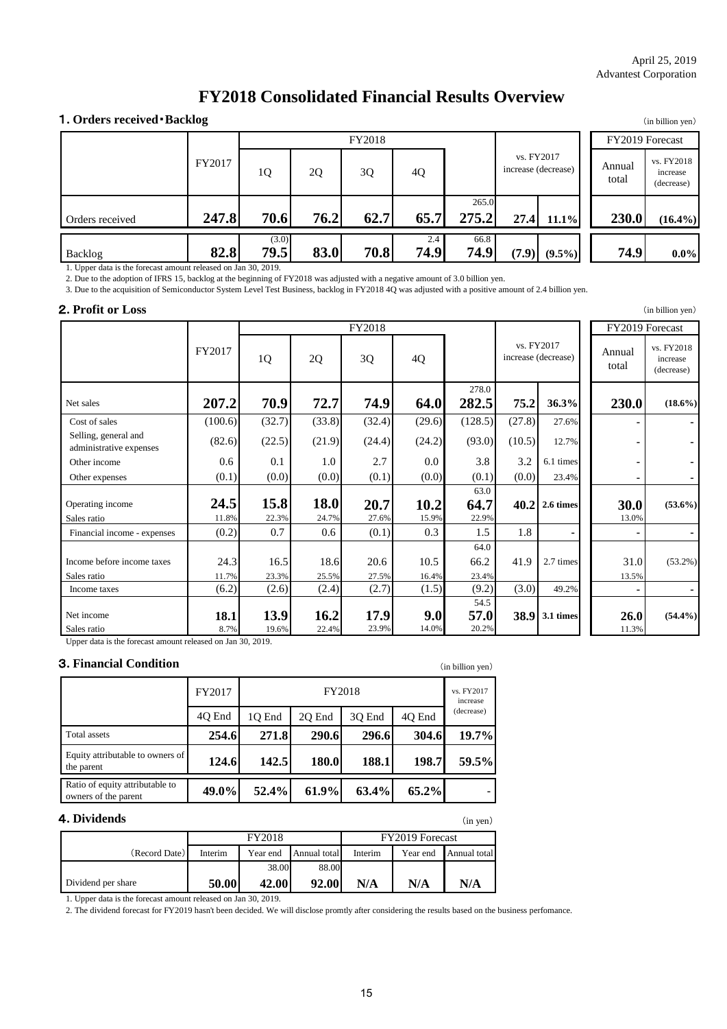April 25, 2019
Advantest Corporation

# FY2018 Consolidated Financial Results Overview

## 1. Orders received・Backlog

(in billion yen)

| | FY2017 | FY2018 1Q | 2Q | 3Q | 4Q | | vs. FY2017 increase (decrease) | | FY2019 Forecast Annual total | vs. FY2018 increase (decrease) |
|---|---|---|---|---|---|---|---|---|---|---|
| Orders received | **247.8** | **70.6** | **76.2** | **62.7** | **65.7** | 265.0<br>**275.2** | **27.4** | **11.1%** | **230.0** | **(16.4%)** |
| Backlog | **82.8** | (3.0)<br>**79.5** | **83.0** | **70.8** | 2.4<br>**74.9** | 66.8<br>**74.9** | **(7.9)** | **(9.5%)** | **74.9** | **0.0%** |

1. Upper data is the forecast amount released on Jan 30, 2019.
2. Due to the adoption of IFRS 15, backlog at the beginning of FY2018 was adjusted with a negative amount of 3.0 billion yen.
3. Due to the acquisition of Semiconductor System Level Test Business, backlog in FY2018 4Q was adjusted with a positive amount of 2.4 billion yen.

## 2. Profit or Loss

(in billion yen)

| | FY2017 | FY2018 1Q | 2Q | 3Q | 4Q | | vs. FY2017 increase (decrease) | | FY2019 Forecast Annual total | vs. FY2018 increase (decrease) |
|---|---|---|---|---|---|---|---|---|---|---|
| Net sales | **207.2** | **70.9** | **72.7** | **74.9** | **64.0** | 278.0<br>**282.5** | **75.2** | **36.3%** | **230.0** | **(18.6%)** |
| Cost of sales | (100.6) | (32.7) | (33.8) | (32.4) | (29.6) | (128.5) | (27.8) | 27.6% | - | - |
| Selling, general and administrative expenses | (82.6) | (22.5) | (21.9) | (24.4) | (24.2) | (93.0) | (10.5) | 12.7% | - | - |
| Other income | 0.6 | 0.1 | 1.0 | 2.7 | 0.0 | 3.8 | 3.2 | 6.1 times | - | - |
| Other expenses | (0.1) | (0.0) | (0.0) | (0.1) | (0.0) | (0.1) | (0.0) | 23.4% | - | - |
| Operating income | **24.5** | **15.8** | **18.0** | **20.7** | **10.2** | 63.0<br>**64.7** | **40.2** | **2.6 times** | **30.0** | **(53.6%)** |
| Sales ratio | 11.8% | 22.3% | 24.7% | 27.6% | 15.9% | 22.9% | | | 13.0% | |
| Financial income - expenses | (0.2) | 0.7 | 0.6 | (0.1) | 0.3 | 1.5 | 1.8 | - | - | - |
| Income before income taxes | 24.3 | 16.5 | 18.6 | 20.6 | 10.5 | 64.0<br>66.2 | 41.9 | 2.7 times | 31.0 | (53.2%) |
| Sales ratio | 11.7% | 23.3% | 25.5% | 27.5% | 16.4% | 23.4% | | | 13.5% | |
| Income taxes | (6.2) | (2.6) | (2.4) | (2.7) | (1.5) | (9.2) | (3.0) | 49.2% | - | - |
| Net income | **18.1** | **13.9** | **16.2** | **17.9** | **9.0** | 54.5<br>**57.0** | **38.9** | **3.1 times** | **26.0** | **(54.4%)** |
| Sales ratio | 8.7% | 19.6% | 22.4% | 23.9% | 14.0% | 20.2% | | | 11.3% | |

Upper data is the forecast amount released on Jan 30, 2019.

## 3. Financial Condition

(in billion yen)

| | FY2017 4Q End | FY2018 1Q End | 2Q End | 3Q End | 4Q End | vs. FY2017 increase (decrease) |
|---|---|---|---|---|---|---|
| Total assets | **254.6** | **271.8** | **290.6** | **296.6** | **304.6** | **19.7%** |
| Equity attributable to owners of the parent | **124.6** | **142.5** | **180.0** | **188.1** | **198.7** | **59.5%** |
| Ratio of equity attributable to owners of the parent | **49.0%** | **52.4%** | **61.9%** | **63.4%** | **65.2%** | - |

## 4. Dividends

(in yen)

| (Record Date) | FY2018 Interim | Year end | Annual total | FY2019 Forecast Interim | Year end | Annual total |
|---|---|---|---|---|---|---|
| Dividend per share | **50.00** | 38.00<br>**42.00** | 88.00<br>**92.00** | **N/A** | **N/A** | **N/A** |

1. Upper data is the forecast amount released on Jan 30, 2019.
2. The dividend forecast for FY2019 hasn't been decided. We will disclose promtly after considering the results based on the business perfomance.